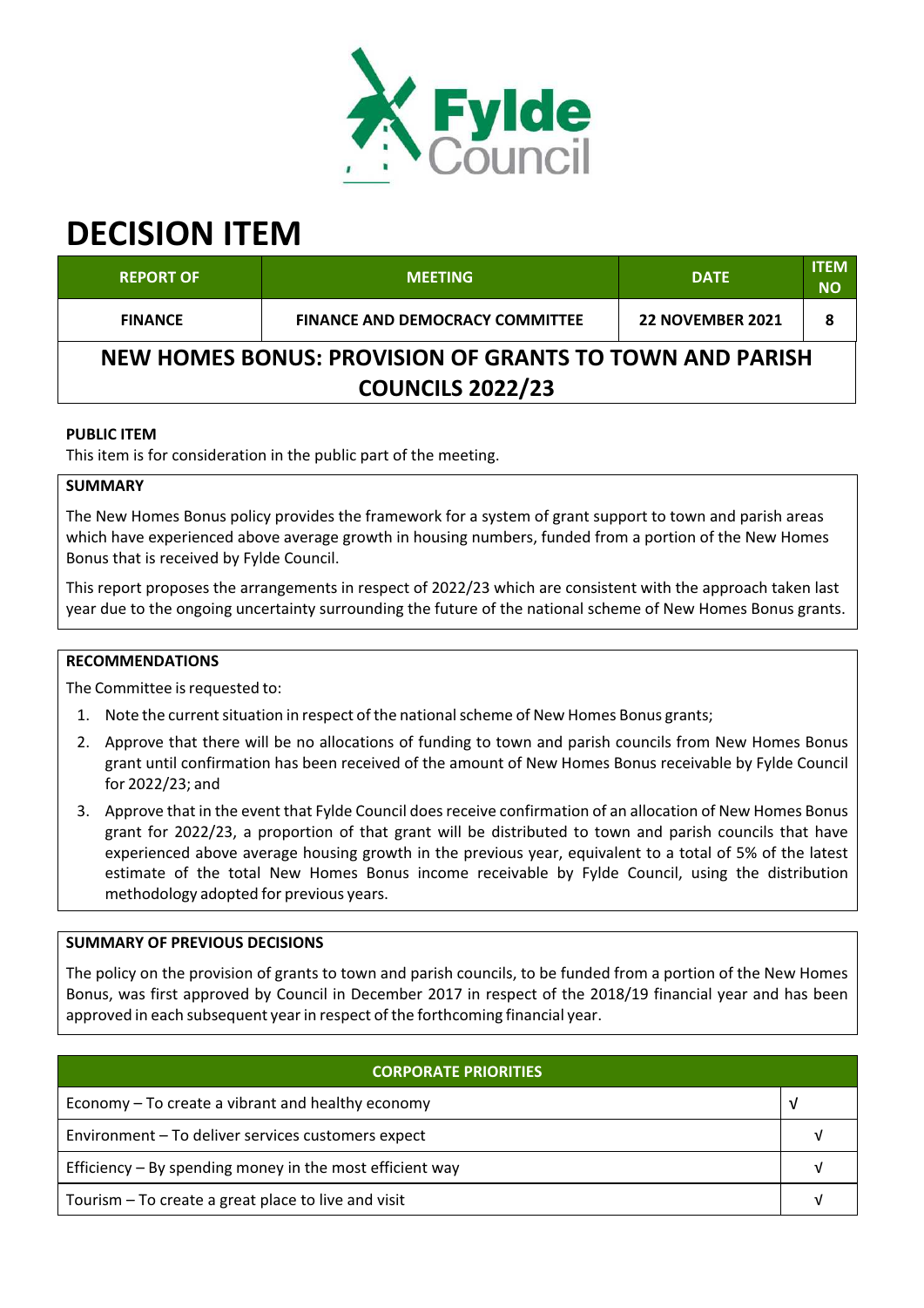# DECISION ITEM

| REPORT OF | MEETING | DATE | ITEM NO |
|---|---|---|---|
| FINANCE | FINANCE AND DEMOCRACY COMMITTEE | 22 NOVEMBER 2021 | 8 |

## NEW HOMES BONUS: PROVISION OF GRANTS TO TOWN AND PARISH COUNCILS 2022/23

**PUBLIC ITEM**

This item is for consideration in the public part of the meeting.

**SUMMARY**

The New Homes Bonus policy provides the framework for a system of grant support to town and parish areas which have experienced above average growth in housing numbers, funded from a portion of the New Homes Bonus that is received by Fylde Council.

This report proposes the arrangements in respect of 2022/23 which are consistent with the approach taken last year due to the ongoing uncertainty surrounding the future of the national scheme of New Homes Bonus grants.

**RECOMMENDATIONS**

The Committee is requested to:

1. Note the current situation in respect of the national scheme of New Homes Bonus grants;
2. Approve that there will be no allocations of funding to town and parish councils from New Homes Bonus grant until confirmation has been received of the amount of New Homes Bonus receivable by Fylde Council for 2022/23; and
3. Approve that in the event that Fylde Council does receive confirmation of an allocation of New Homes Bonus grant for 2022/23, a proportion of that grant will be distributed to town and parish councils that have experienced above average housing growth in the previous year, equivalent to a total of 5% of the latest estimate of the total New Homes Bonus income receivable by Fylde Council, using the distribution methodology adopted for previous years.

**SUMMARY OF PREVIOUS DECISIONS**

The policy on the provision of grants to town and parish councils, to be funded from a portion of the New Homes Bonus, was first approved by Council in December 2017 in respect of the 2018/19 financial year and has been approved in each subsequent year in respect of the forthcoming financial year.

| CORPORATE PRIORITIES | |
|---|---|
| Economy – To create a vibrant and healthy economy | √ |
| Environment – To deliver services customers expect | √ |
| Efficiency – By spending money in the most efficient way | √ |
| Tourism – To create a great place to live and visit | √ |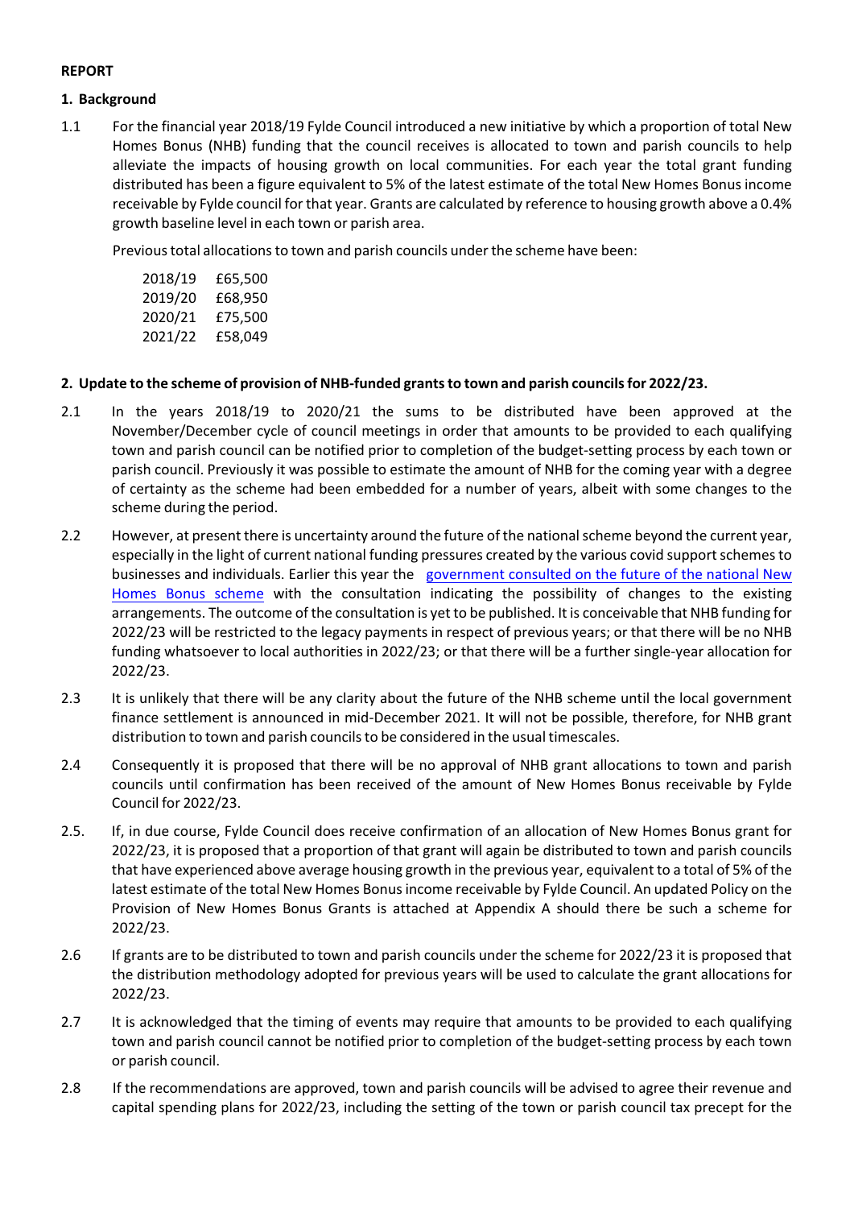**REPORT**

**1. Background**

1.1 For the financial year 2018/19 Fylde Council introduced a new initiative by which a proportion of total New Homes Bonus (NHB) funding that the council receives is allocated to town and parish councils to help alleviate the impacts of housing growth on local communities. For each year the total grant funding distributed has been a figure equivalent to 5% of the latest estimate of the total New Homes Bonus income receivable by Fylde council for that year. Grants are calculated by reference to housing growth above a 0.4% growth baseline level in each town or parish area.

Previous total allocations to town and parish councils under the scheme have been:

| | |
|---|---|
| 2018/19 | £65,500 |
| 2019/20 | £68,950 |
| 2020/21 | £75,500 |
| 2021/22 | £58,049 |

**2. Update to the scheme of provision of NHB-funded grants to town and parish councils for 2022/23.**

2.1 In the years 2018/19 to 2020/21 the sums to be distributed have been approved at the November/December cycle of council meetings in order that amounts to be provided to each qualifying town and parish council can be notified prior to completion of the budget-setting process by each town or parish council. Previously it was possible to estimate the amount of NHB for the coming year with a degree of certainty as the scheme had been embedded for a number of years, albeit with some changes to the scheme during the period.

2.2 However, at present there is uncertainty around the future of the national scheme beyond the current year, especially in the light of current national funding pressures created by the various covid support schemes to businesses and individuals. Earlier this year the government consulted on the future of the national New Homes Bonus scheme with the consultation indicating the possibility of changes to the existing arrangements. The outcome of the consultation is yet to be published. It is conceivable that NHB funding for 2022/23 will be restricted to the legacy payments in respect of previous years; or that there will be no NHB funding whatsoever to local authorities in 2022/23; or that there will be a further single-year allocation for 2022/23.

2.3 It is unlikely that there will be any clarity about the future of the NHB scheme until the local government finance settlement is announced in mid-December 2021. It will not be possible, therefore, for NHB grant distribution to town and parish councils to be considered in the usual timescales.

2.4 Consequently it is proposed that there will be no approval of NHB grant allocations to town and parish councils until confirmation has been received of the amount of New Homes Bonus receivable by Fylde Council for 2022/23.

2.5. If, in due course, Fylde Council does receive confirmation of an allocation of New Homes Bonus grant for 2022/23, it is proposed that a proportion of that grant will again be distributed to town and parish councils that have experienced above average housing growth in the previous year, equivalent to a total of 5% of the latest estimate of the total New Homes Bonus income receivable by Fylde Council. An updated Policy on the Provision of New Homes Bonus Grants is attached at Appendix A should there be such a scheme for 2022/23.

2.6 If grants are to be distributed to town and parish councils under the scheme for 2022/23 it is proposed that the distribution methodology adopted for previous years will be used to calculate the grant allocations for 2022/23.

2.7 It is acknowledged that the timing of events may require that amounts to be provided to each qualifying town and parish council cannot be notified prior to completion of the budget-setting process by each town or parish council.

2.8 If the recommendations are approved, town and parish councils will be advised to agree their revenue and capital spending plans for 2022/23, including the setting of the town or parish council tax precept for the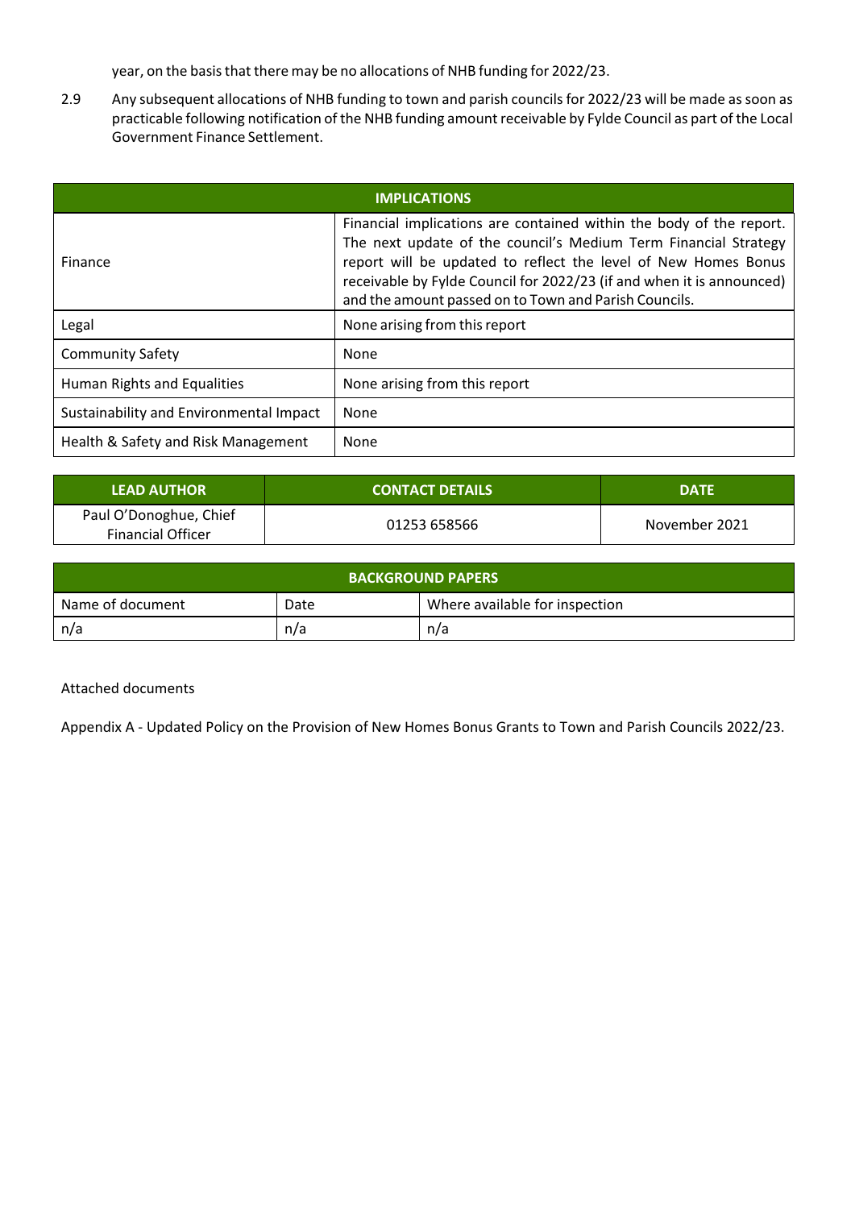year, on the basis that there may be no allocations of NHB funding for 2022/23.

2.9 Any subsequent allocations of NHB funding to town and parish councils for 2022/23 will be made as soon as practicable following notification of the NHB funding amount receivable by Fylde Council as part of the Local Government Finance Settlement.

| IMPLICATIONS | |
|---|---|
| Finance | Financial implications are contained within the body of the report. The next update of the council's Medium Term Financial Strategy report will be updated to reflect the level of New Homes Bonus receivable by Fylde Council for 2022/23 (if and when it is announced) and the amount passed on to Town and Parish Councils. |
| Legal | None arising from this report |
| Community Safety | None |
| Human Rights and Equalities | None arising from this report |
| Sustainability and Environmental Impact | None |
| Health & Safety and Risk Management | None |

| LEAD AUTHOR | CONTACT DETAILS | DATE |
|---|---|---|
| Paul O'Donoghue, Chief Financial Officer | 01253 658566 | November 2021 |

| BACKGROUND PAPERS | | |
|---|---|---|
| Name of document | Date | Where available for inspection |
| n/a | n/a | n/a |

Attached documents

Appendix A - Updated Policy on the Provision of New Homes Bonus Grants to Town and Parish Councils 2022/23.